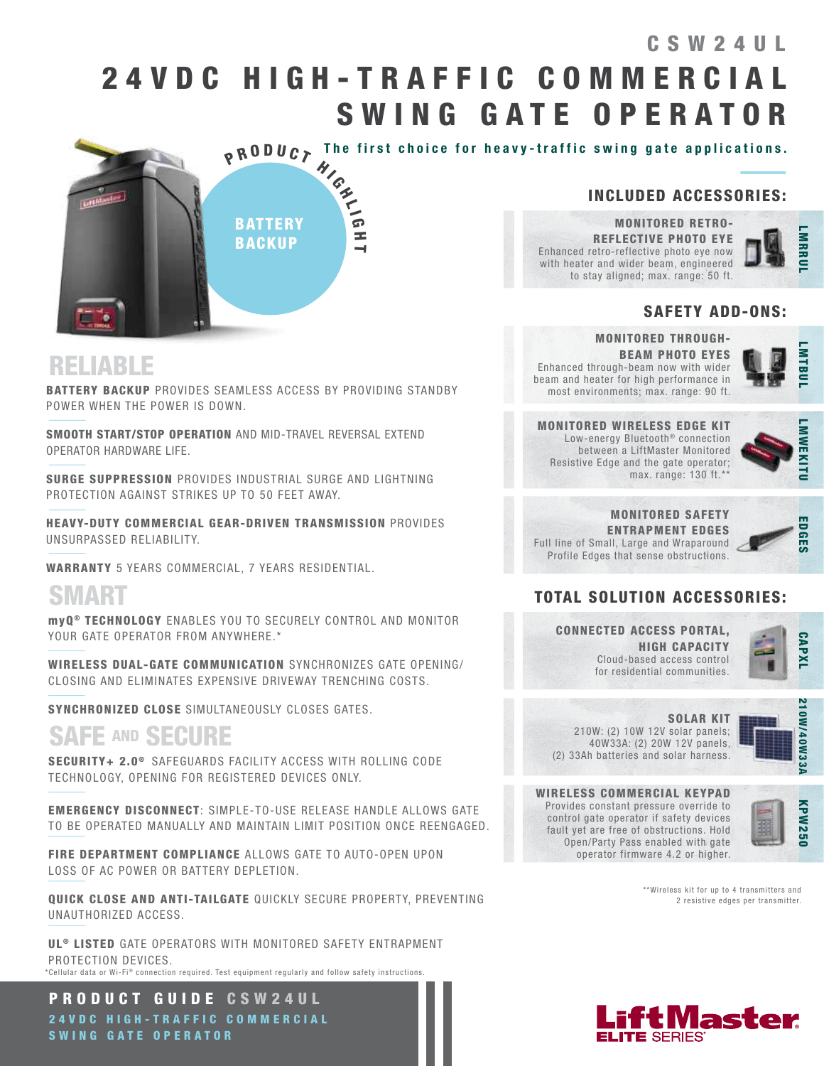CSW24UL

# 24VDC HIGH-TRAFFIC COMMERCIAL SWING GATE OPERATOR

The first choice for heavy-traffic swing gate applications.

PRODUCT HIGHLIGHT

BATTERY BACKUP

## RELIABLE

**BATTERY BACKUP** PROVIDES SEAMLESS ACCESS BY PROVIDING STANDBY POWER WHEN THE POWER IS DOWN.

**SMOOTH START/STOP OPERATION** AND MID-TRAVEL REVERSAL EXTEND OPERATOR HARDWARE LIFE.

**SURGE SUPPRESSION** PROVIDES INDUSTRIAL SURGE AND LIGHTNING PROTECTION AGAINST STRIKES UP TO 50 FEET AWAY.

**HEAVY-DUTY COMMERCIAL GEAR-DRIVEN TRANSMISSION** PROVIDES UNSURPASSED RELIABILITY.

**WARRANTY** 5 YEARS COMMERCIAL, 7 YEARS RESIDENTIAL.

## SMART

**myQ® TECHNOLOGY** ENABLES YOU TO SECURELY CONTROL AND MONITOR YOUR GATE OPERATOR FROM ANYWHERE.*

**WIRELESS DUAL-GATE COMMUNICATION** SYNCHRONIZES GATE OPENING/CLOSING AND ELIMINATES EXPENSIVE DRIVEWAY TRENCHING COSTS.

**SYNCHRONIZED CLOSE** SIMULTANEOUSLY CLOSES GATES.

## SAFE AND SECURE

**SECURITY+ 2.0®** SAFEGUARDS FACILITY ACCESS WITH ROLLING CODE TECHNOLOGY, OPENING FOR REGISTERED DEVICES ONLY.

**EMERGENCY DISCONNECT**: SIMPLE-TO-USE RELEASE HANDLE ALLOWS GATE TO BE OPERATED MANUALLY AND MAINTAIN LIMIT POSITION ONCE REENGAGED.

**FIRE DEPARTMENT COMPLIANCE** ALLOWS GATE TO AUTO-OPEN UPON LOSS OF AC POWER OR BATTERY DEPLETION.

**QUICK CLOSE AND ANTI-TAILGATE** QUICKLY SECURE PROPERTY, PREVENTING UNAUTHORIZED ACCESS.

**UL® LISTED** GATE OPERATORS WITH MONITORED SAFETY ENTRAPMENT PROTECTION DEVICES.

*Cellular data or Wi-Fi® connection required. Test equipment regularly and follow safety instructions.

## INCLUDED ACCESSORIES:

**MONITORED RETRO-REFLECTIVE PHOTO EYE** (LMRRUL)
Enhanced retro-reflective photo eye now with heater and wider beam, engineered to stay aligned; max. range: 50 ft.

## SAFETY ADD-ONS:

**MONITORED THROUGH-BEAM PHOTO EYES** (LMTBUL)
Enhanced through-beam now with wider beam and heater for high performance in most environments; max. range: 90 ft.

**MONITORED WIRELESS EDGE KIT** (LMWEKITU)
Low-energy Bluetooth® connection between a LiftMaster Monitored Resistive Edge and the gate operator; max. range: 130 ft.**

**MONITORED SAFETY ENTRAPMENT EDGES** (EDGES)
Full line of Small, Large and Wraparound Profile Edges that sense obstructions.

## TOTAL SOLUTION ACCESSORIES:

**CONNECTED ACCESS PORTAL, HIGH CAPACITY** (CAPXL)
Cloud-based access control for residential communities.

**SOLAR KIT** (210W/40W33A)
210W: (2) 10W 12V solar panels; 40W33A: (2) 20W 12V panels, (2) 33Ah batteries and solar harness.

**WIRELESS COMMERCIAL KEYPAD** (KPW250)
Provides constant pressure override to control gate operator if safety devices fault yet are free of obstructions. Hold Open/Party Pass enabled with gate operator firmware 4.2 or higher.

**Wireless kit for up to 4 transmitters and 2 resistive edges per transmitter.

**PRODUCT GUIDE CSW24UL**
24VDC HIGH-TRAFFIC COMMERCIAL SWING GATE OPERATOR

LiftMaster ELITE SERIES®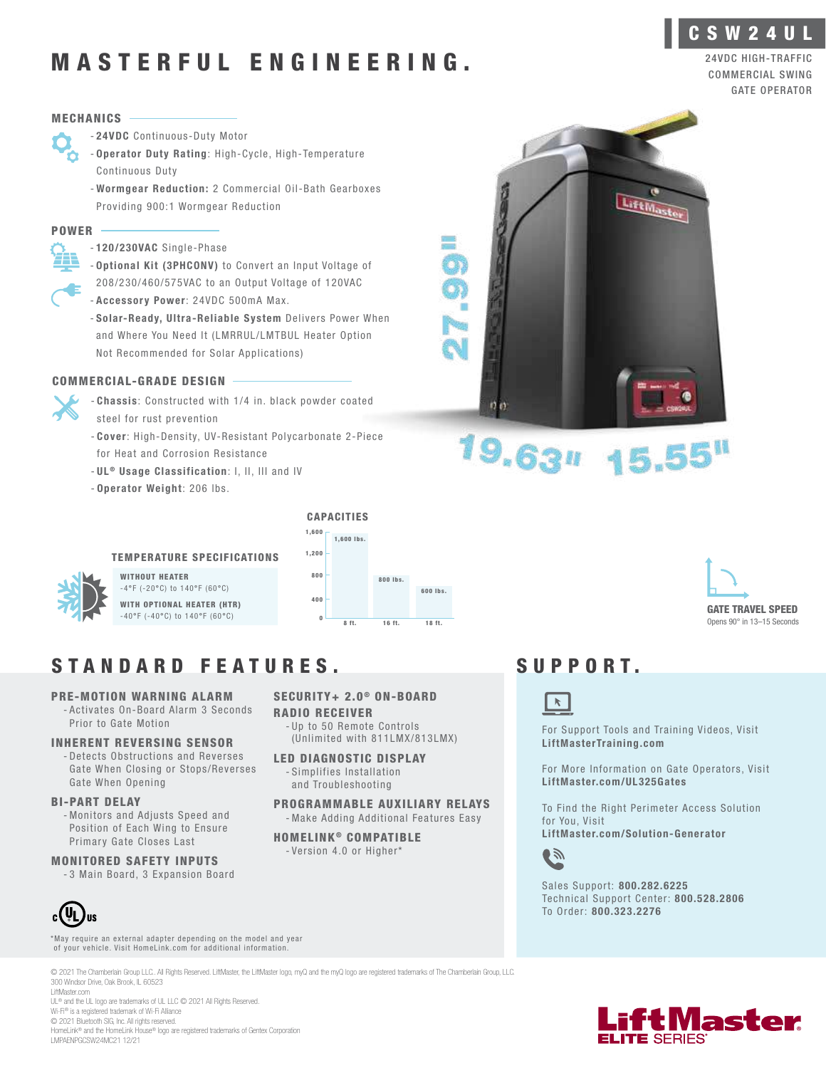# MASTERFUL ENGINEERING.

**CSW24UL**

24VDC HIGH-TRAFFIC COMMERCIAL SWING GATE OPERATOR

## MECHANICS

- **24VDC** Continuous-Duty Motor
- **Operator Duty Rating**: High-Cycle, High-Temperature Continuous Duty
- **Wormgear Reduction:** 2 Commercial Oil-Bath Gearboxes Providing 900:1 Wormgear Reduction

## POWER

- **120/230VAC** Single-Phase
- **Optional Kit (3PHCONV)** to Convert an Input Voltage of 208/230/460/575VAC to an Output Voltage of 120VAC
- **Accessory Power**: 24VDC 500mA Max.
- **Solar-Ready, Ultra-Reliable System** Delivers Power When and Where You Need It (LMRRUL/LMTBUL Heater Option Not Recommended for Solar Applications)

## COMMERCIAL-GRADE DESIGN

- **Chassis**: Constructed with 1/4 in. black powder coated steel for rust prevention
- **Cover**: High-Density, UV-Resistant Polycarbonate 2-Piece for Heat and Corrosion Resistance
- **UL® Usage Classification**: I, II, III and IV
- **Operator Weight**: 206 lbs.

27.99"

19.63"

15.55"

### TEMPERATURE SPECIFICATIONS

**WITHOUT HEATER**
-4°F (-20°C) to 140°F (60°C)

**WITH OPTIONAL HEATER (HTR)**
-40°F (-40°C) to 140°F (60°C)

### CAPACITIES

1,600
1,200
800
400
0

1,600 lbs.
800 lbs.
600 lbs.

8 ft.
16 ft.
18 ft.

**GATE TRAVEL SPEED**
Opens 90° in 13–15 Seconds

# STANDARD FEATURES.

**PRE-MOTION WARNING ALARM**
- Activates On-Board Alarm 3 Seconds Prior to Gate Motion

**INHERENT REVERSING SENSOR**
- Detects Obstructions and Reverses Gate When Closing or Stops/Reverses Gate When Opening

**BI-PART DELAY**
- Monitors and Adjusts Speed and Position of Each Wing to Ensure Primary Gate Closes Last

**MONITORED SAFETY INPUTS**
- 3 Main Board, 3 Expansion Board

**SECURITY+ 2.0® ON-BOARD RADIO RECEIVER**
- Up to 50 Remote Controls (Unlimited with 811LMX/813LMX)

**LED DIAGNOSTIC DISPLAY**
- Simplifies Installation and Troubleshooting

**PROGRAMMABLE AUXILIARY RELAYS**
- Make Adding Additional Features Easy

**HOMELINK® COMPATIBLE**
- Version 4.0 or Higher*

*May require an external adapter depending on the model and year of your vehicle. Visit HomeLink.com for additional information.

# SUPPORT.

For Support Tools and Training Videos, Visit **LiftMasterTraining.com**

For More Information on Gate Operators, Visit **LiftMaster.com/UL325Gates**

To Find the Right Perimeter Access Solution for You, Visit **LiftMaster.com/Solution-Generator**

Sales Support: **800.282.6225**
Technical Support Center: **800.528.2806**
To Order: **800.323.2276**

© 2021 The Chamberlain Group LLC. All Rights Reserved. LiftMaster, the LiftMaster logo, myQ and the myQ logo are registered trademarks of The Chamberlain Group, LLC.
300 Windsor Drive, Oak Brook, IL 60523
LiftMaster.com
UL® and the UL logo are trademarks of UL LLC © 2021 All Rights Reserved.
Wi-Fi® is a registered trademark of Wi-Fi Alliance
© 2021 Bluetooth SIG, Inc. All rights reserved.
HomeLink® and the HomeLink House® logo are registered trademarks of Gentex Corporation
LMPAENPGCSW24MC21 12/21

LiftMaster ELITE SERIES®